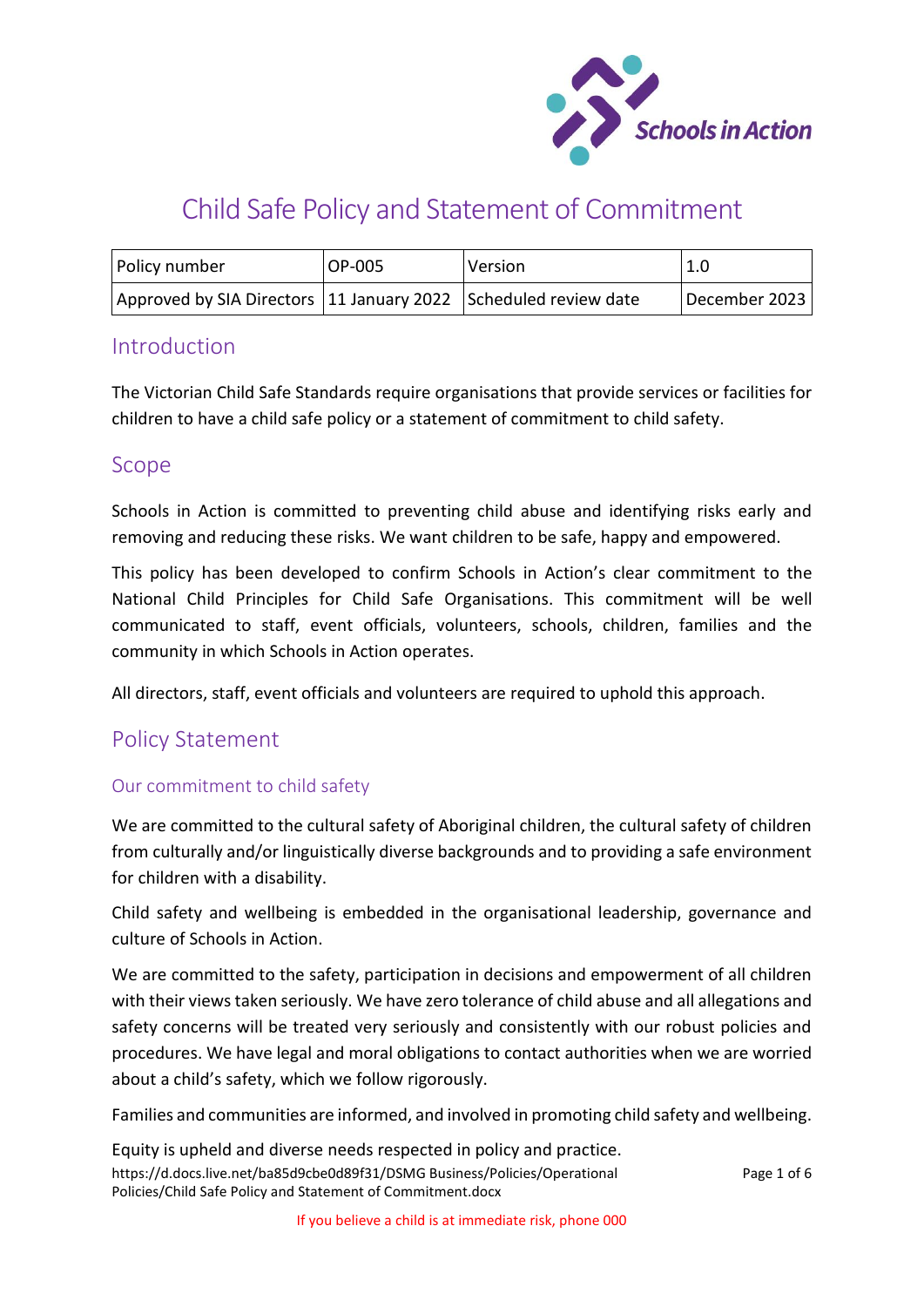# Child Safe Policy and Statement of Commitment

| Policy number | OP-005 | Version | 1.0 |
|---|---|---|---|
| Approved by SIA Directors | 11 January 2022 | Scheduled review date | December 2023 |

## Introduction

The Victorian Child Safe Standards require organisations that provide services or facilities for children to have a child safe policy or a statement of commitment to child safety.

## Scope

Schools in Action is committed to preventing child abuse and identifying risks early and removing and reducing these risks. We want children to be safe, happy and empowered.

This policy has been developed to confirm Schools in Action's clear commitment to the National Child Principles for Child Safe Organisations. This commitment will be well communicated to staff, event officials, volunteers, schools, children, families and the community in which Schools in Action operates.

All directors, staff, event officials and volunteers are required to uphold this approach.

## Policy Statement

### Our commitment to child safety

We are committed to the cultural safety of Aboriginal children, the cultural safety of children from culturally and/or linguistically diverse backgrounds and to providing a safe environment for children with a disability.

Child safety and wellbeing is embedded in the organisational leadership, governance and culture of Schools in Action.

We are committed to the safety, participation in decisions and empowerment of all children with their views taken seriously. We have zero tolerance of child abuse and all allegations and safety concerns will be treated very seriously and consistently with our robust policies and procedures. We have legal and moral obligations to contact authorities when we are worried about a child's safety, which we follow rigorously.

Families and communities are informed, and involved in promoting child safety and wellbeing.

Equity is upheld and diverse needs respected in policy and practice.

If you believe a child is at immediate risk, phone 000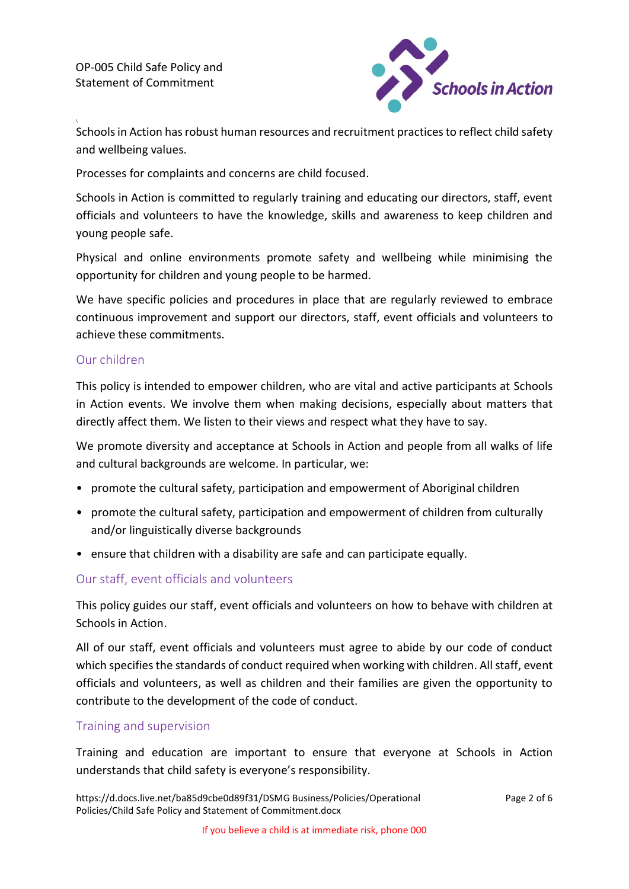Schools in Action has robust human resources and recruitment practices to reflect child safety and wellbeing values.

Processes for complaints and concerns are child focused.

Schools in Action is committed to regularly training and educating our directors, staff, event officials and volunteers to have the knowledge, skills and awareness to keep children and young people safe.

Physical and online environments promote safety and wellbeing while minimising the opportunity for children and young people to be harmed.

We have specific policies and procedures in place that are regularly reviewed to embrace continuous improvement and support our directors, staff, event officials and volunteers to achieve these commitments.

## Our children

This policy is intended to empower children, who are vital and active participants at Schools in Action events. We involve them when making decisions, especially about matters that directly affect them. We listen to their views and respect what they have to say.

We promote diversity and acceptance at Schools in Action and people from all walks of life and cultural backgrounds are welcome. In particular, we:

- promote the cultural safety, participation and empowerment of Aboriginal children
- promote the cultural safety, participation and empowerment of children from culturally and/or linguistically diverse backgrounds
- ensure that children with a disability are safe and can participate equally.

## Our staff, event officials and volunteers

This policy guides our staff, event officials and volunteers on how to behave with children at Schools in Action.

All of our staff, event officials and volunteers must agree to abide by our code of conduct which specifies the standards of conduct required when working with children. All staff, event officials and volunteers, as well as children and their families are given the opportunity to contribute to the development of the code of conduct.

## Training and supervision

Training and education are important to ensure that everyone at Schools in Action understands that child safety is everyone's responsibility.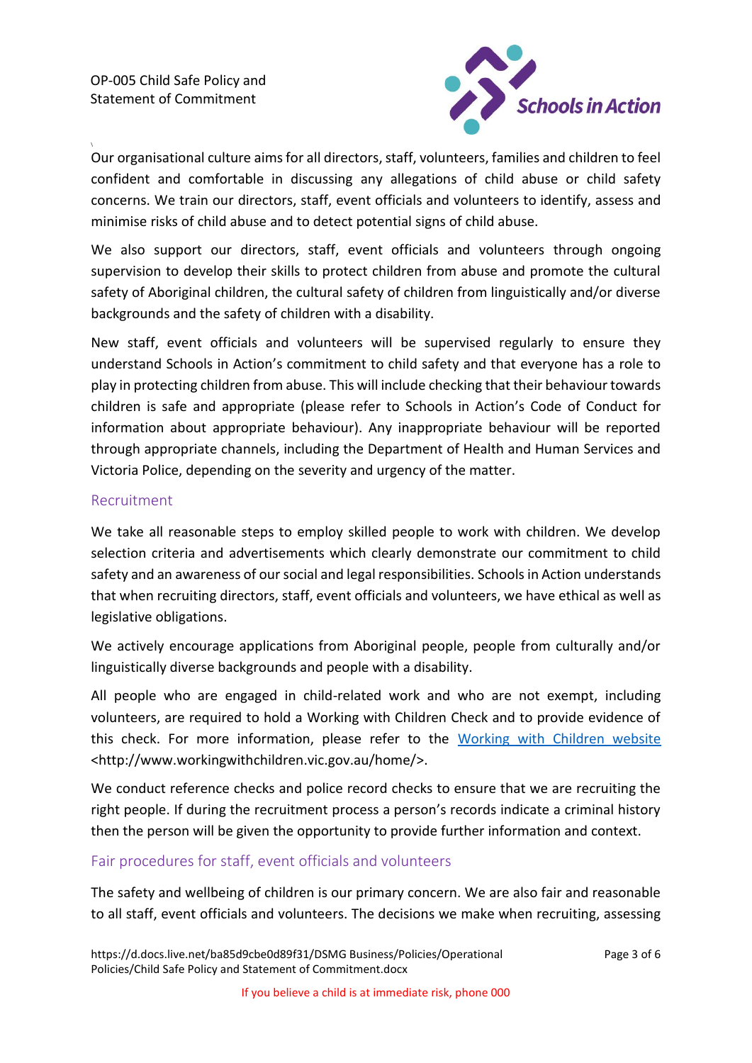Our organisational culture aims for all directors, staff, volunteers, families and children to feel confident and comfortable in discussing any allegations of child abuse or child safety concerns. We train our directors, staff, event officials and volunteers to identify, assess and minimise risks of child abuse and to detect potential signs of child abuse.

We also support our directors, staff, event officials and volunteers through ongoing supervision to develop their skills to protect children from abuse and promote the cultural safety of Aboriginal children, the cultural safety of children from linguistically and/or diverse backgrounds and the safety of children with a disability.

New staff, event officials and volunteers will be supervised regularly to ensure they understand Schools in Action's commitment to child safety and that everyone has a role to play in protecting children from abuse. This will include checking that their behaviour towards children is safe and appropriate (please refer to Schools in Action's Code of Conduct for information about appropriate behaviour). Any inappropriate behaviour will be reported through appropriate channels, including the Department of Health and Human Services and Victoria Police, depending on the severity and urgency of the matter.

## Recruitment

We take all reasonable steps to employ skilled people to work with children. We develop selection criteria and advertisements which clearly demonstrate our commitment to child safety and an awareness of our social and legal responsibilities. Schools in Action understands that when recruiting directors, staff, event officials and volunteers, we have ethical as well as legislative obligations.

We actively encourage applications from Aboriginal people, people from culturally and/or linguistically diverse backgrounds and people with a disability.

All people who are engaged in child-related work and who are not exempt, including volunteers, are required to hold a Working with Children Check and to provide evidence of this check. For more information, please refer to the [Working with Children website](http://www.workingwithchildren.vic.gov.au/home/) <http://www.workingwithchildren.vic.gov.au/home/>.

We conduct reference checks and police record checks to ensure that we are recruiting the right people. If during the recruitment process a person's records indicate a criminal history then the person will be given the opportunity to provide further information and context.

## Fair procedures for staff, event officials and volunteers

The safety and wellbeing of children is our primary concern. We are also fair and reasonable to all staff, event officials and volunteers. The decisions we make when recruiting, assessing

If you believe a child is at immediate risk, phone 000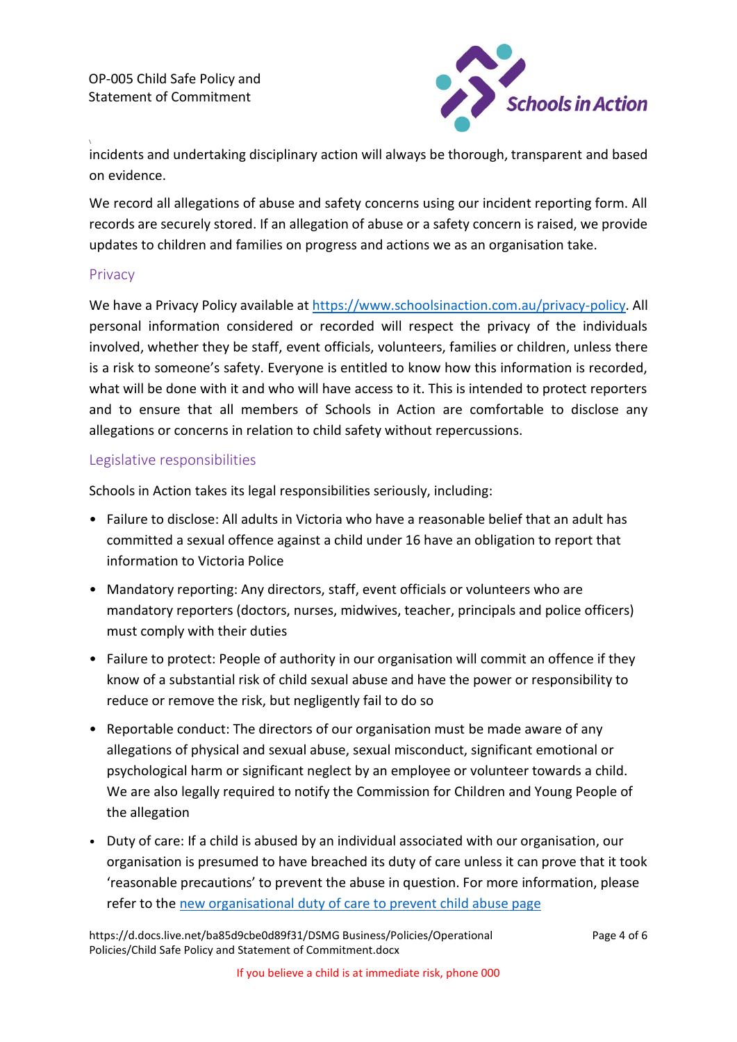incidents and undertaking disciplinary action will always be thorough, transparent and based on evidence.

We record all allegations of abuse and safety concerns using our incident reporting form. All records are securely stored. If an allegation of abuse or a safety concern is raised, we provide updates to children and families on progress and actions we as an organisation take.

## Privacy

We have a Privacy Policy available at [https://www.schoolsinaction.com.au/privacy-policy](https://www.schoolsinaction.com.au/privacy-policy). All personal information considered or recorded will respect the privacy of the individuals involved, whether they be staff, event officials, volunteers, families or children, unless there is a risk to someone's safety. Everyone is entitled to know how this information is recorded, what will be done with it and who will have access to it. This is intended to protect reporters and to ensure that all members of Schools in Action are comfortable to disclose any allegations or concerns in relation to child safety without repercussions.

## Legislative responsibilities

Schools in Action takes its legal responsibilities seriously, including:

- Failure to disclose: All adults in Victoria who have a reasonable belief that an adult has committed a sexual offence against a child under 16 have an obligation to report that information to Victoria Police
- Mandatory reporting: Any directors, staff, event officials or volunteers who are mandatory reporters (doctors, nurses, midwives, teacher, principals and police officers) must comply with their duties
- Failure to protect: People of authority in our organisation will commit an offence if they know of a substantial risk of child sexual abuse and have the power or responsibility to reduce or remove the risk, but negligently fail to do so
- Reportable conduct: The directors of our organisation must be made aware of any allegations of physical and sexual abuse, sexual misconduct, significant emotional or psychological harm or significant neglect by an employee or volunteer towards a child. We are also legally required to notify the Commission for Children and Young People of the allegation
- Duty of care: If a child is abused by an individual associated with our organisation, our organisation is presumed to have breached its duty of care unless it can prove that it took 'reasonable precautions' to prevent the abuse in question. For more information, please refer to the new organisational duty of care to prevent child abuse page

If you believe a child is at immediate risk, phone 000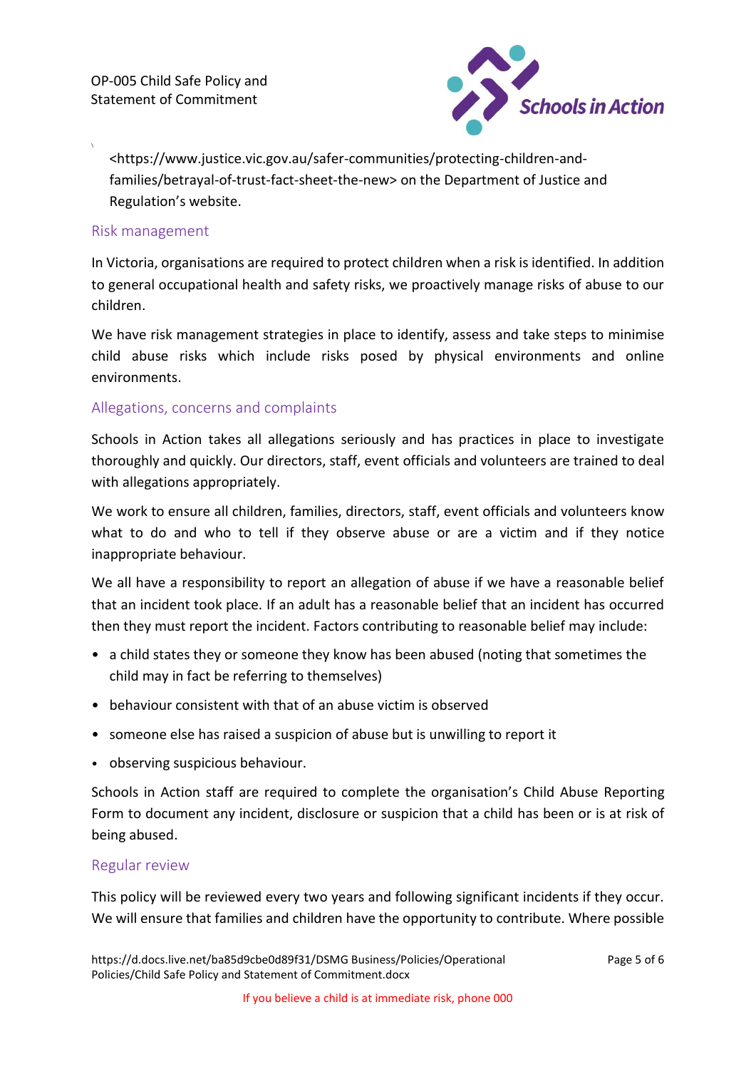<https://www.justice.vic.gov.au/safer-communities/protecting-children-and-families/betrayal-of-trust-fact-sheet-the-new> on the Department of Justice and Regulation's website.

## Risk management

In Victoria, organisations are required to protect children when a risk is identified. In addition to general occupational health and safety risks, we proactively manage risks of abuse to our children.

We have risk management strategies in place to identify, assess and take steps to minimise child abuse risks which include risks posed by physical environments and online environments.

## Allegations, concerns and complaints

Schools in Action takes all allegations seriously and has practices in place to investigate thoroughly and quickly. Our directors, staff, event officials and volunteers are trained to deal with allegations appropriately.

We work to ensure all children, families, directors, staff, event officials and volunteers know what to do and who to tell if they observe abuse or are a victim and if they notice inappropriate behaviour.

We all have a responsibility to report an allegation of abuse if we have a reasonable belief that an incident took place. If an adult has a reasonable belief that an incident has occurred then they must report the incident. Factors contributing to reasonable belief may include:

- a child states they or someone they know has been abused (noting that sometimes the child may in fact be referring to themselves)
- behaviour consistent with that of an abuse victim is observed
- someone else has raised a suspicion of abuse but is unwilling to report it
- observing suspicious behaviour.

Schools in Action staff are required to complete the organisation's Child Abuse Reporting Form to document any incident, disclosure or suspicion that a child has been or is at risk of being abused.

## Regular review

This policy will be reviewed every two years and following significant incidents if they occur. We will ensure that families and children have the opportunity to contribute. Where possible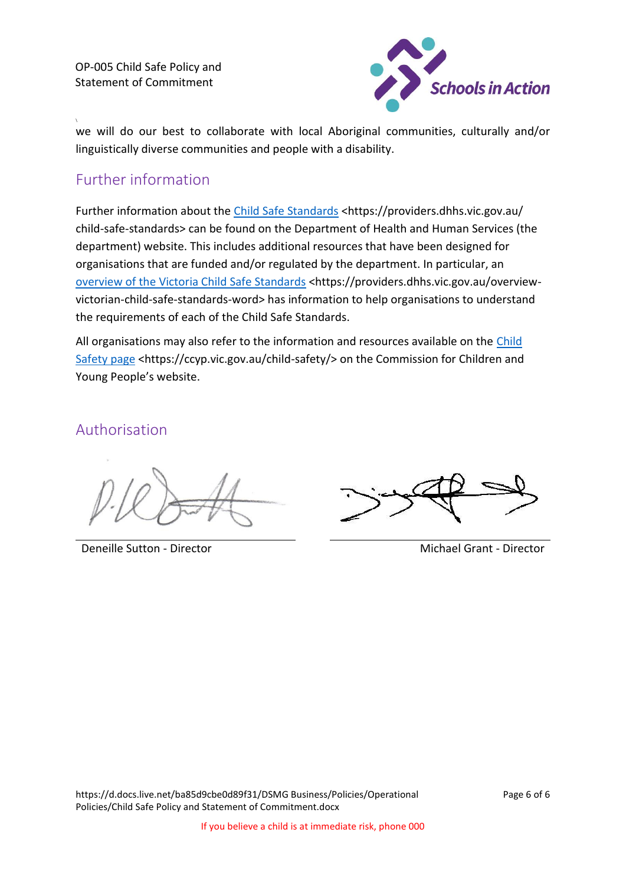we will do our best to collaborate with local Aboriginal communities, culturally and/or linguistically diverse communities and people with a disability.

## Further information

Further information about the Child Safe Standards <https://providers.dhhs.vic.gov.au/child-safe-standards> can be found on the Department of Health and Human Services (the department) website. This includes additional resources that have been designed for organisations that are funded and/or regulated by the department. In particular, an overview of the Victoria Child Safe Standards <https://providers.dhhs.vic.gov.au/overview-victorian-child-safe-standards-word> has information to help organisations to understand the requirements of each of the Child Safe Standards.

All organisations may also refer to the information and resources available on the Child Safety page <https://ccyp.vic.gov.au/child-safety/> on the Commission for Children and Young People's website.

## Authorisation

Deneille Sutton - Director

Michael Grant - Director

If you believe a child is at immediate risk, phone 000